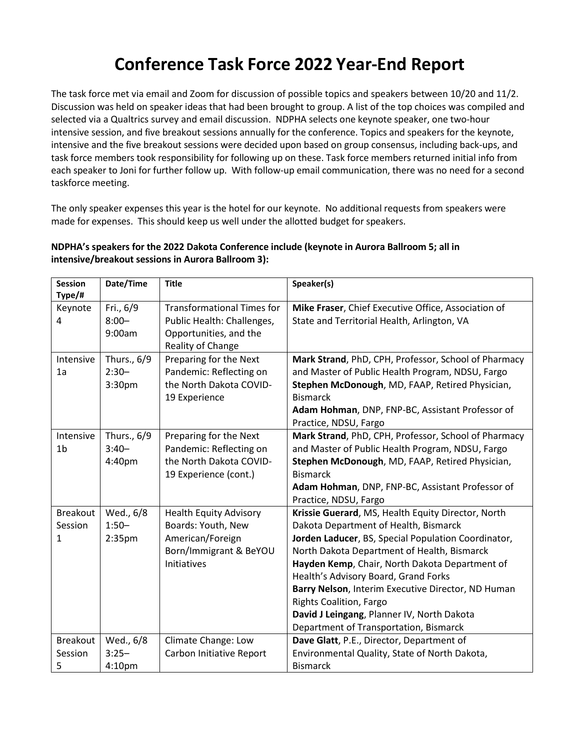# Conference Task Force 2022 Year-End Report

The task force met via email and Zoom for discussion of possible topics and speakers between 10/20 and 11/2. Discussion was held on speaker ideas that had been brought to group. A list of the top choices was compiled and selected via a Qualtrics survey and email discussion. NDPHA selects one keynote speaker, one two-hour intensive session, and five breakout sessions annually for the conference. Topics and speakers for the keynote, intensive and the five breakout sessions were decided upon based on group consensus, including back-ups, and task force members took responsibility for following up on these. Task force members returned initial info from each speaker to Joni for further follow up. With follow-up email communication, there was no need for a second taskforce meeting.

The only speaker expenses this year is the hotel for our keynote. No additional requests from speakers were made for expenses. This should keep us well under the allotted budget for speakers.

**NDPHA's speakers for the 2022 Dakota Conference include (keynote in Aurora Ballroom 5; all in intensive/breakout sessions in Aurora Ballroom 3):**

| Session Type/# | Date/Time | Title | Speaker(s) |
|---|---|---|---|
| Keynote 4 | Fri., 6/9 8:00–9:00am | Transformational Times for Public Health: Challenges, Opportunities, and the Reality of Change | **Mike Fraser**, Chief Executive Office, Association of State and Territorial Health, Arlington, VA |
| Intensive 1a | Thurs., 6/9 2:30–3:30pm | Preparing for the Next Pandemic: Reflecting on the North Dakota COVID-19 Experience | **Mark Strand**, PhD, CPH, Professor, School of Pharmacy and Master of Public Health Program, NDSU, Fargo<br>**Stephen McDonough**, MD, FAAP, Retired Physician, Bismarck<br>**Adam Hohman**, DNP, FNP-BC, Assistant Professor of Practice, NDSU, Fargo |
| Intensive 1b | Thurs., 6/9 3:40–4:40pm | Preparing for the Next Pandemic: Reflecting on the North Dakota COVID-19 Experience (cont.) | **Mark Strand**, PhD, CPH, Professor, School of Pharmacy and Master of Public Health Program, NDSU, Fargo<br>**Stephen McDonough**, MD, FAAP, Retired Physician, Bismarck<br>**Adam Hohman**, DNP, FNP-BC, Assistant Professor of Practice, NDSU, Fargo |
| Breakout Session 1 | Wed., 6/8 1:50–2:35pm | Health Equity Advisory Boards: Youth, New American/Foreign Born/Immigrant & BeYOU Initiatives | **Krissie Guerard**, MS, Health Equity Director, North Dakota Department of Health, Bismarck<br>**Jorden Laducer**, BS, Special Population Coordinator, North Dakota Department of Health, Bismarck<br>**Hayden Kemp**, Chair, North Dakota Department of Health's Advisory Board, Grand Forks<br>**Barry Nelson**, Interim Executive Director, ND Human Rights Coalition, Fargo<br>**David J Leingang**, Planner IV, North Dakota Department of Transportation, Bismarck |
| Breakout Session 5 | Wed., 6/8 3:25–4:10pm | Climate Change: Low Carbon Initiative Report | **Dave Glatt**, P.E., Director, Department of Environmental Quality, State of North Dakota, Bismarck |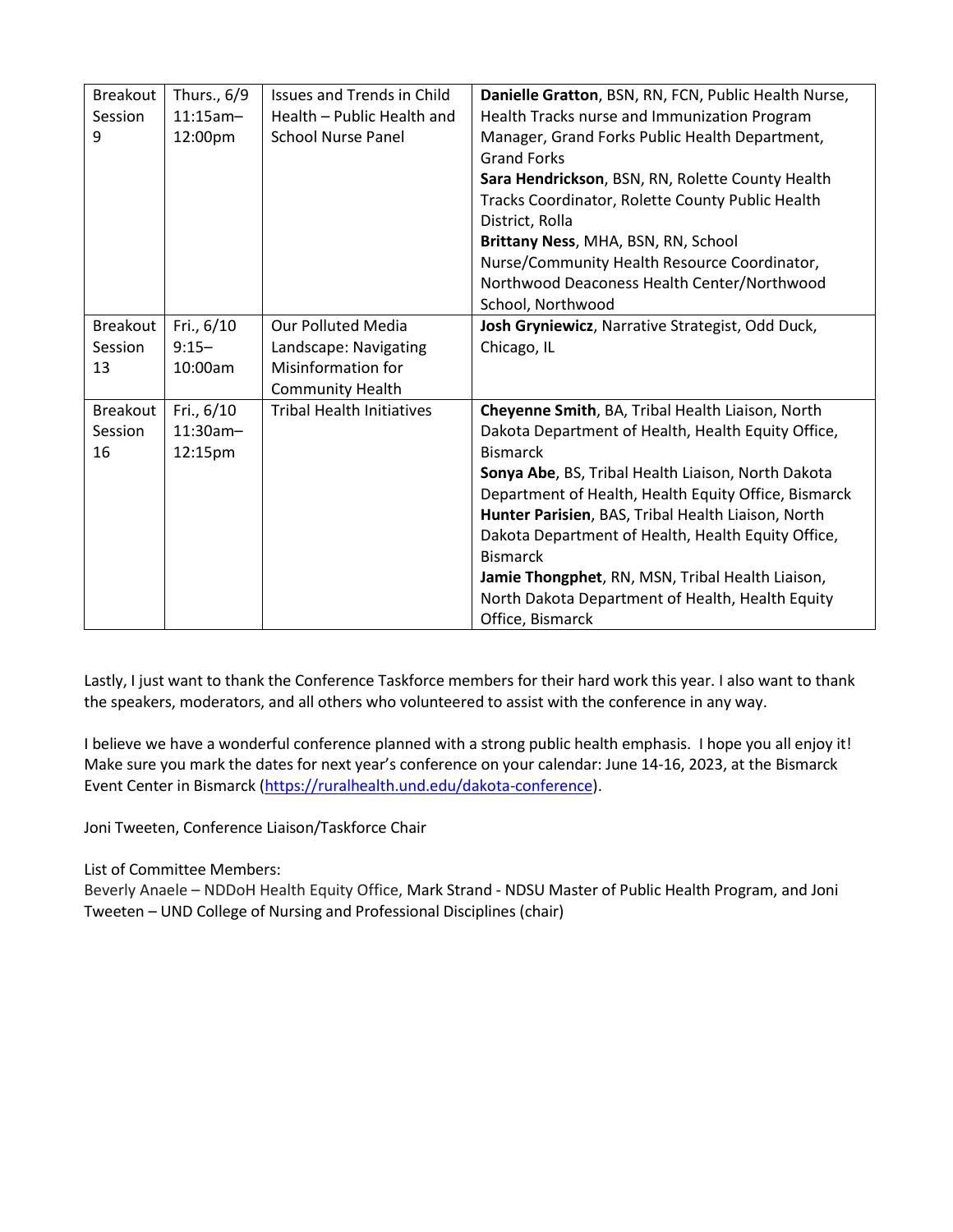| | | | |
|---|---|---|---|
| Breakout Session 9 | Thurs., 6/9 11:15am–12:00pm | Issues and Trends in Child Health – Public Health and School Nurse Panel | **Danielle Gratton**, BSN, RN, FCN, Public Health Nurse, Health Tracks nurse and Immunization Program Manager, Grand Forks Public Health Department, Grand Forks<br>**Sara Hendrickson**, BSN, RN, Rolette County Health Tracks Coordinator, Rolette County Public Health District, Rolla<br>**Brittany Ness**, MHA, BSN, RN, School Nurse/Community Health Resource Coordinator, Northwood Deaconess Health Center/Northwood School, Northwood |
| Breakout Session 13 | Fri., 6/10 9:15–10:00am | Our Polluted Media Landscape: Navigating Misinformation for Community Health | **Josh Gryniewicz**, Narrative Strategist, Odd Duck, Chicago, IL |
| Breakout Session 16 | Fri., 6/10 11:30am–12:15pm | Tribal Health Initiatives | **Cheyenne Smith**, BA, Tribal Health Liaison, North Dakota Department of Health, Health Equity Office, Bismarck<br>**Sonya Abe**, BS, Tribal Health Liaison, North Dakota Department of Health, Health Equity Office, Bismarck<br>**Hunter Parisien**, BAS, Tribal Health Liaison, North Dakota Department of Health, Health Equity Office, Bismarck<br>**Jamie Thongphet**, RN, MSN, Tribal Health Liaison, North Dakota Department of Health, Health Equity Office, Bismarck |

Lastly, I just want to thank the Conference Taskforce members for their hard work this year. I also want to thank the speakers, moderators, and all others who volunteered to assist with the conference in any way.

I believe we have a wonderful conference planned with a strong public health emphasis. I hope you all enjoy it! Make sure you mark the dates for next year's conference on your calendar: June 14-16, 2023, at the Bismarck Event Center in Bismarck (https://ruralhealth.und.edu/dakota-conference).

Joni Tweeten, Conference Liaison/Taskforce Chair

List of Committee Members:
Beverly Anaele – NDDoH Health Equity Office, Mark Strand - NDSU Master of Public Health Program, and Joni Tweeten – UND College of Nursing and Professional Disciplines (chair)